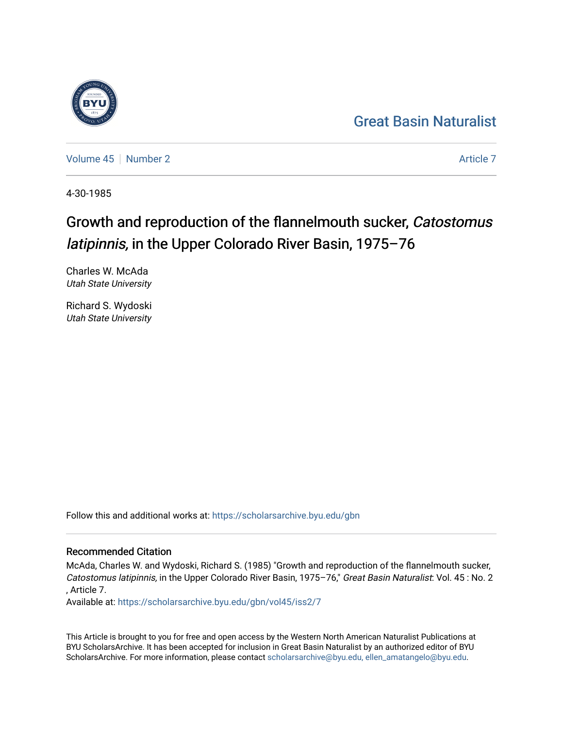Great Basin Naturalist

Volume 45 | Number 2 Article 7

4-30-1985

# Growth and reproduction of the flannelmouth sucker, *Catostomus latipinnis,* in the Upper Colorado River Basin, 1975–76

Charles W. McAda
*Utah State University*

Richard S. Wydoski
*Utah State University*

Follow this and additional works at: https://scholarsarchive.byu.edu/gbn

## Recommended Citation

McAda, Charles W. and Wydoski, Richard S. (1985) "Growth and reproduction of the flannelmouth sucker, *Catostomus latipinnis,* in the Upper Colorado River Basin, 1975–76," *Great Basin Naturalist*: Vol. 45 : No. 2 , Article 7.
Available at: https://scholarsarchive.byu.edu/gbn/vol45/iss2/7

This Article is brought to you for free and open access by the Western North American Naturalist Publications at BYU ScholarsArchive. It has been accepted for inclusion in Great Basin Naturalist by an authorized editor of BYU ScholarsArchive. For more information, please contact scholarsarchive@byu.edu, ellen_amatangelo@byu.edu.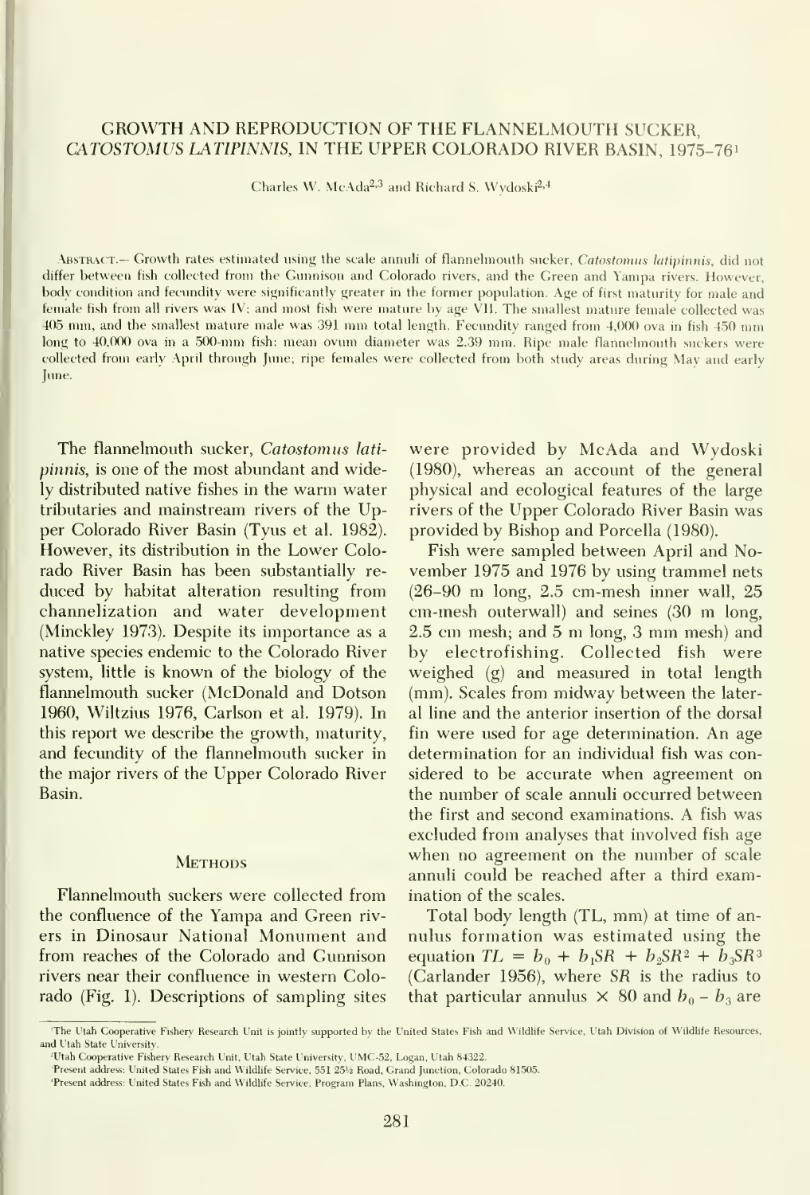# GROWTH AND REPRODUCTION OF THE FLANNELMOUTH SUCKER, *CATOSTOMUS LATIPINNIS*, IN THE UPPER COLORADO RIVER BASIN, 1975–76[1]

Charles W. McAda[2,3] and Richard S. Wydoski[2,4]

Abstract.— Growth rates estimated using the scale annuli of flannelmouth sucker, *Catostomus latipinnis*, did not differ between fish collected from the Gunnison and Colorado rivers, and the Green and Yampa rivers. However, body condition and fecundity were significantly greater in the former population. Age of first maturity for male and female fish from all rivers was IV; and most fish were mature by age VII. The smallest mature female collected was 405 mm, and the smallest mature male was 391 mm total length. Fecundity ranged from 4,000 ova in fish 450 mm long to 40,000 ova in a 500-mm fish: mean ovum diameter was 2.39 mm. Ripe male flannelmouth suckers were collected from early April through June; ripe females were collected from both study areas during May and early June.

The flannelmouth sucker, *Catostomus latipinnis*, is one of the most abundant and widely distributed native fishes in the warm water tributaries and mainstream rivers of the Upper Colorado River Basin (Tyus et al. 1982). However, its distribution in the Lower Colorado River Basin has been substantially reduced by habitat alteration resulting from channelization and water development (Minckley 1973). Despite its importance as a native species endemic to the Colorado River system, little is known of the biology of the flannelmouth sucker (McDonald and Dotson 1960, Wiltzius 1976, Carlson et al. 1979). In this report we describe the growth, maturity, and fecundity of the flannelmouth sucker in the major rivers of the Upper Colorado River Basin.

## Methods

Flannelmouth suckers were collected from the confluence of the Yampa and Green rivers in Dinosaur National Monument and from reaches of the Colorado and Gunnison rivers near their confluence in western Colorado (Fig. 1). Descriptions of sampling sites were provided by McAda and Wydoski (1980), whereas an account of the general physical and ecological features of the large rivers of the Upper Colorado River Basin was provided by Bishop and Porcella (1980).

Fish were sampled between April and November 1975 and 1976 by using trammel nets (26–90 m long, 2.5 cm-mesh inner wall, 25 cm-mesh outerwall) and seines (30 m long, 2.5 cm mesh; and 5 m long, 3 mm mesh) and by electrofishing. Collected fish were weighed (g) and measured in total length (mm). Scales from midway between the lateral line and the anterior insertion of the dorsal fin were used for age determination. An age determination for an individual fish was considered to be accurate when agreement on the number of scale annuli occurred between the first and second examinations. A fish was excluded from analyses that involved fish age when no agreement on the number of scale annuli could be reached after a third examination of the scales.

Total body length (TL, mm) at time of annulus formation was estimated using the equation $TL = b_0 + b_1SR + b_2SR^2 + b_3SR^3$ (Carlander 1956), where $SR$ is the radius to that particular annulus × 80 and $b_0 - b_3$ are

[1]The Utah Cooperative Fishery Research Unit is jointly supported by the United States Fish and Wildlife Service, Utah Division of Wildlife Resources, and Utah State University.

[2]Utah Cooperative Fishery Research Unit, Utah State University, UMC-52, Logan, Utah 84322.

[3]Present address: United States Fish and Wildlife Service, 551 25½ Road, Grand Junction, Colorado 81505.

[4]Present address: United States Fish and Wildlife Service, Program Plans, Washington, D.C. 20240.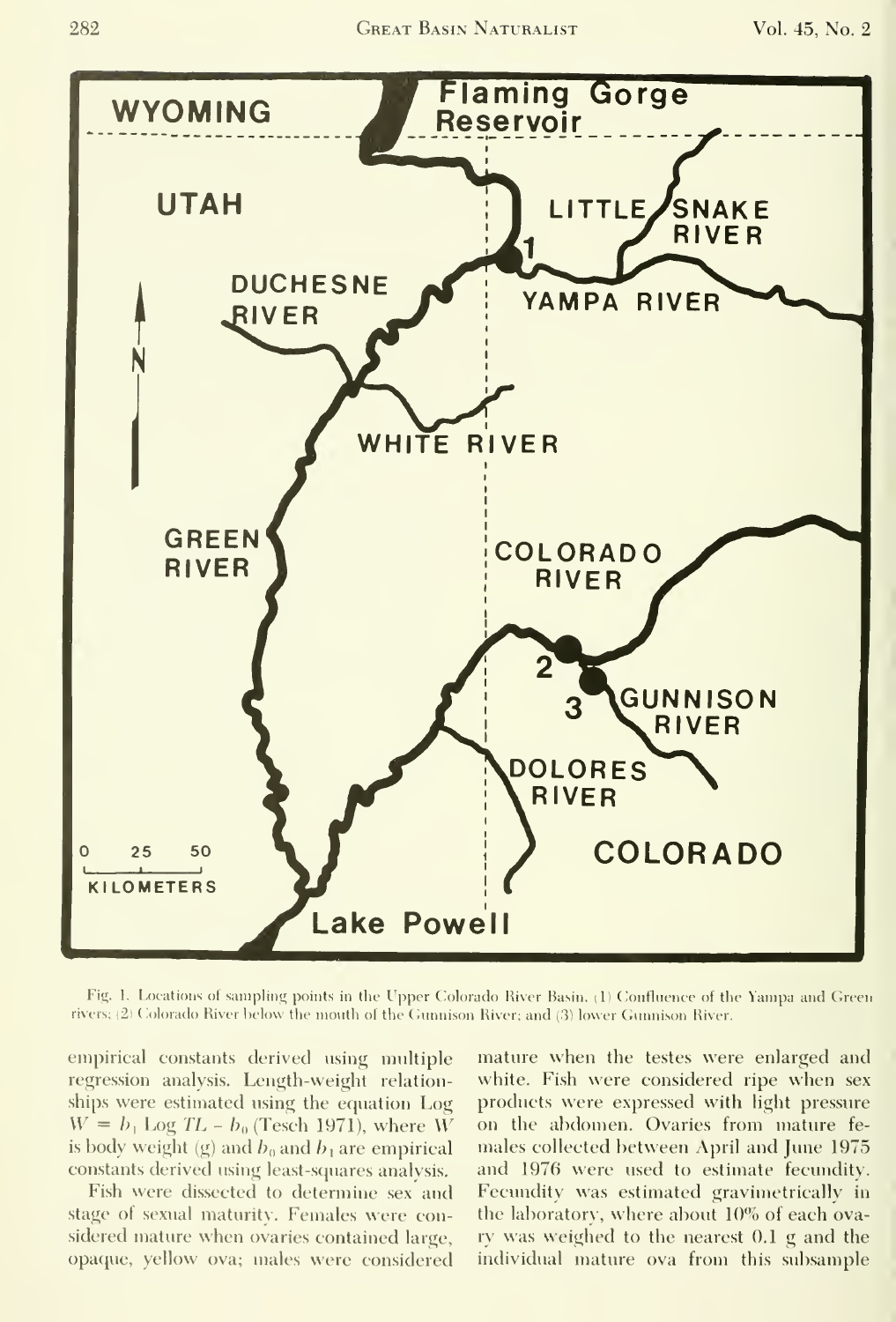Fig. 1. Locations of sampling points in the Upper Colorado River Basin. (1) Confluence of the Yampa and Green rivers; (2) Colorado River below the mouth of the Gunnison River; and (3) lower Gunnison River.

empirical constants derived using multiple regression analysis. Length-weight relationships were estimated using the equation $\text{Log } W = b_1 \text{ Log } TL - b_0$ (Tesch 1971), where $W$ is body weight (g) and $b_0$ and $b_1$ are empirical constants derived using least-squares analysis.

Fish were dissected to determine sex and stage of sexual maturity. Females were considered mature when ovaries contained large, opaque, yellow ova; males were considered mature when the testes were enlarged and white. Fish were considered ripe when sex products were expressed with light pressure on the abdomen. Ovaries from mature females collected between April and June 1975 and 1976 were used to estimate fecundity. Fecundity was estimated gravimetrically in the laboratory, where about 10% of each ovary was weighed to the nearest 0.1 g and the individual mature ova from this subsample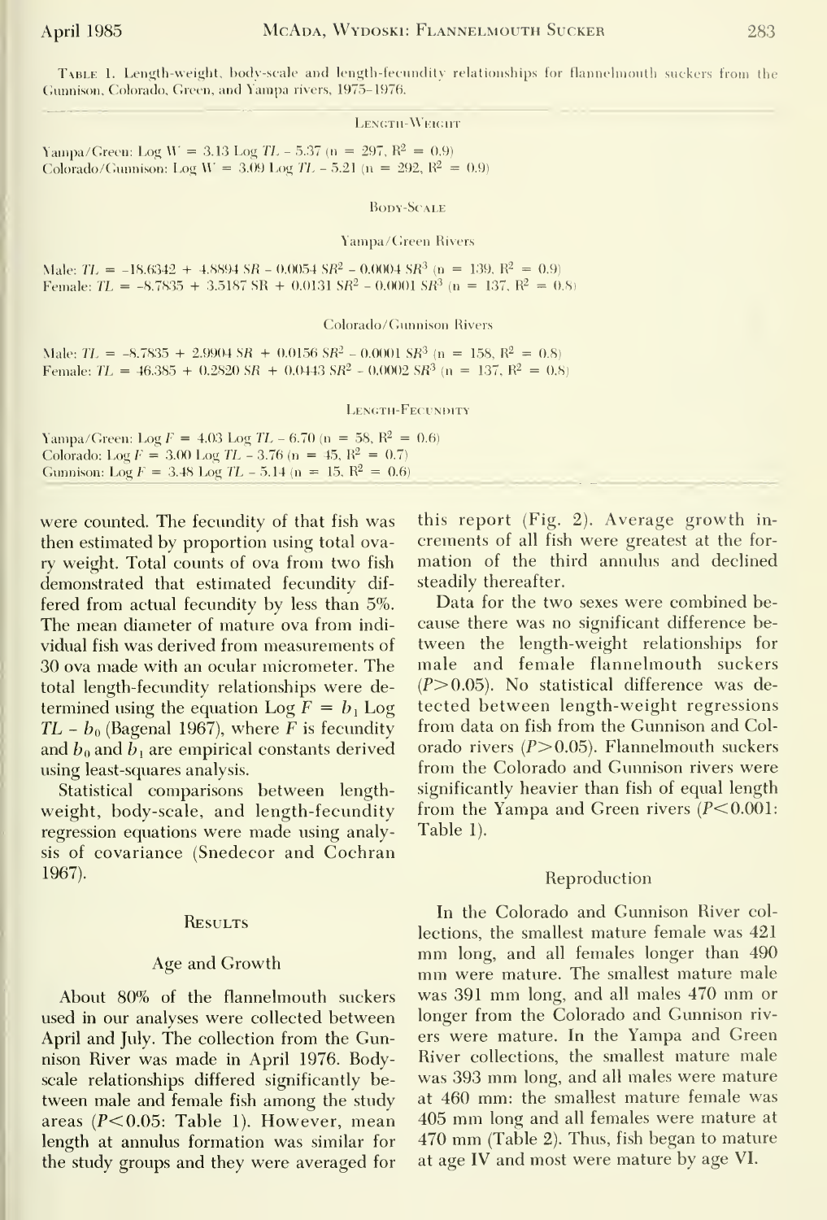Table 1. Length-weight, body-scale and length-fecundity relationships for flannelmouth suckers from the Gunnison, Colorado, Green, and Yampa rivers, 1975–1976.

**Length-Weight**

Yampa/Green: $\text{Log } W = 3.13 \text{ Log } TL - 5.37$ ($n = 297$, $R^2 = 0.9$)
Colorado/Gunnison: $\text{Log } W = 3.09 \text{ Log } TL - 5.21$ ($n = 292$, $R^2 = 0.9$)

**Body-Scale**

Yampa/Green Rivers

Male: $TL = -18.6342 + 4.8894\, SR - 0.0054\, SR^2 - 0.0004\, SR^3$ ($n = 139$, $R^2 = 0.9$)
Female: $TL = -8.7835 + 3.5187\, SR + 0.0131\, SR^2 - 0.0001\, SR^3$ ($n = 137$, $R^2 = 0.8$)

Colorado/Gunnison Rivers

Male: $TL = -8.7835 + 2.9904\, SR + 0.0156\, SR^2 - 0.0001\, SR^3$ ($n = 158$, $R^2 = 0.8$)
Female: $TL = 46.385 + 0.2820\, SR + 0.0443\, SR^2 - 0.0002\, SR^3$ ($n = 137$, $R^2 = 0.8$)

**Length-Fecundity**

Yampa/Green: $\text{Log } F = 4.03 \text{ Log } TL - 6.70$ ($n = 58$, $R^2 = 0.6$)
Colorado: $\text{Log } F = 3.00 \text{ Log } TL - 3.76$ ($n = 45$, $R^2 = 0.7$)
Gunnison: $\text{Log } F = 3.48 \text{ Log } TL - 5.14$ ($n = 15$, $R^2 = 0.6$)

were counted. The fecundity of that fish was then estimated by proportion using total ovary weight. Total counts of ova from two fish demonstrated that estimated fecundity differed from actual fecundity by less than 5%. The mean diameter of mature ova from individual fish was derived from measurements of 30 ova made with an ocular micrometer. The total length-fecundity relationships were determined using the equation $\text{Log } F = b_1 \text{ Log } TL - b_0$ (Bagenal 1967), where $F$ is fecundity and $b_0$ and $b_1$ are empirical constants derived using least-squares analysis.

Statistical comparisons between length-weight, body-scale, and length-fecundity regression equations were made using analysis of covariance (Snedecor and Cochran 1967).

## Results

### Age and Growth

About 80% of the flannelmouth suckers used in our analyses were collected between April and July. The collection from the Gunnison River was made in April 1976. Body-scale relationships differed significantly between male and female fish among the study areas ($P<0.05$: Table 1). However, mean length at annulus formation was similar for the study groups and they were averaged for this report (Fig. 2). Average growth increments of all fish were greatest at the formation of the third annulus and declined steadily thereafter.

Data for the two sexes were combined because there was no significant difference between the length-weight relationships for male and female flannelmouth suckers ($P>0.05$). No statistical difference was detected between length-weight regressions from data on fish from the Gunnison and Colorado rivers ($P>0.05$). Flannelmouth suckers from the Colorado and Gunnison rivers were significantly heavier than fish of equal length from the Yampa and Green rivers ($P<0.001$: Table 1).

### Reproduction

In the Colorado and Gunnison River collections, the smallest mature female was 421 mm long, and all females longer than 490 mm were mature. The smallest mature male was 391 mm long, and all males 470 mm or longer from the Colorado and Gunnison rivers were mature. In the Yampa and Green River collections, the smallest mature male was 393 mm long, and all males were mature at 460 mm: the smallest mature female was 405 mm long and all females were mature at 470 mm (Table 2). Thus, fish began to mature at age IV and most were mature by age VI.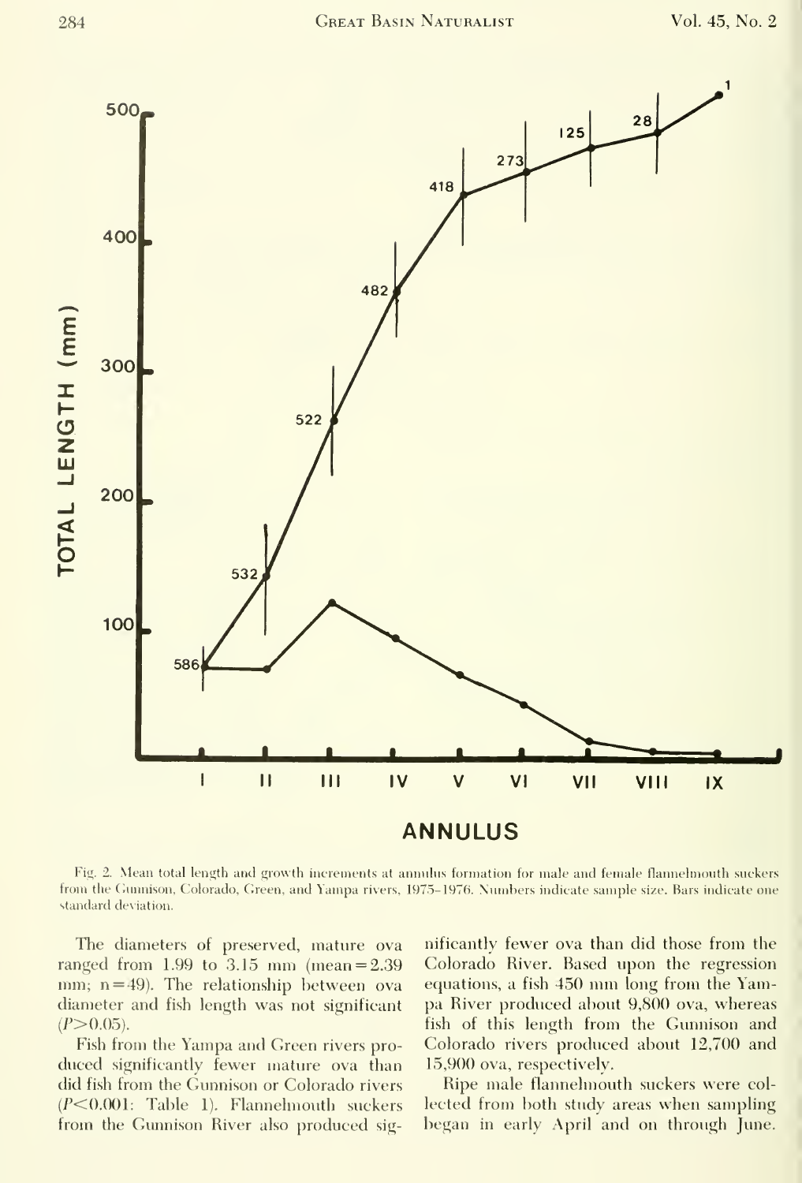Fig. 2. Mean total length and growth increments at annulus formation for male and female flannelmouth suckers from the Gunnison, Colorado, Green, and Yampa rivers, 1975–1976. Numbers indicate sample size. Bars indicate one standard deviation.

The diameters of preserved, mature ova ranged from 1.99 to 3.15 mm (mean = 2.39 mm; n = 49). The relationship between ova diameter and fish length was not significant ($P > 0.05$).

Fish from the Yampa and Green rivers produced significantly fewer mature ova than did fish from the Gunnison or Colorado rivers ($P < 0.001$: Table 1). Flannelmouth suckers from the Gunnison River also produced significantly fewer ova than did those from the Colorado River. Based upon the regression equations, a fish 450 mm long from the Yampa River produced about 9,800 ova, whereas fish of this length from the Gunnison and Colorado rivers produced about 12,700 and 15,900 ova, respectively.

Ripe male flannelmouth suckers were collected from both study areas when sampling began in early April and on through June.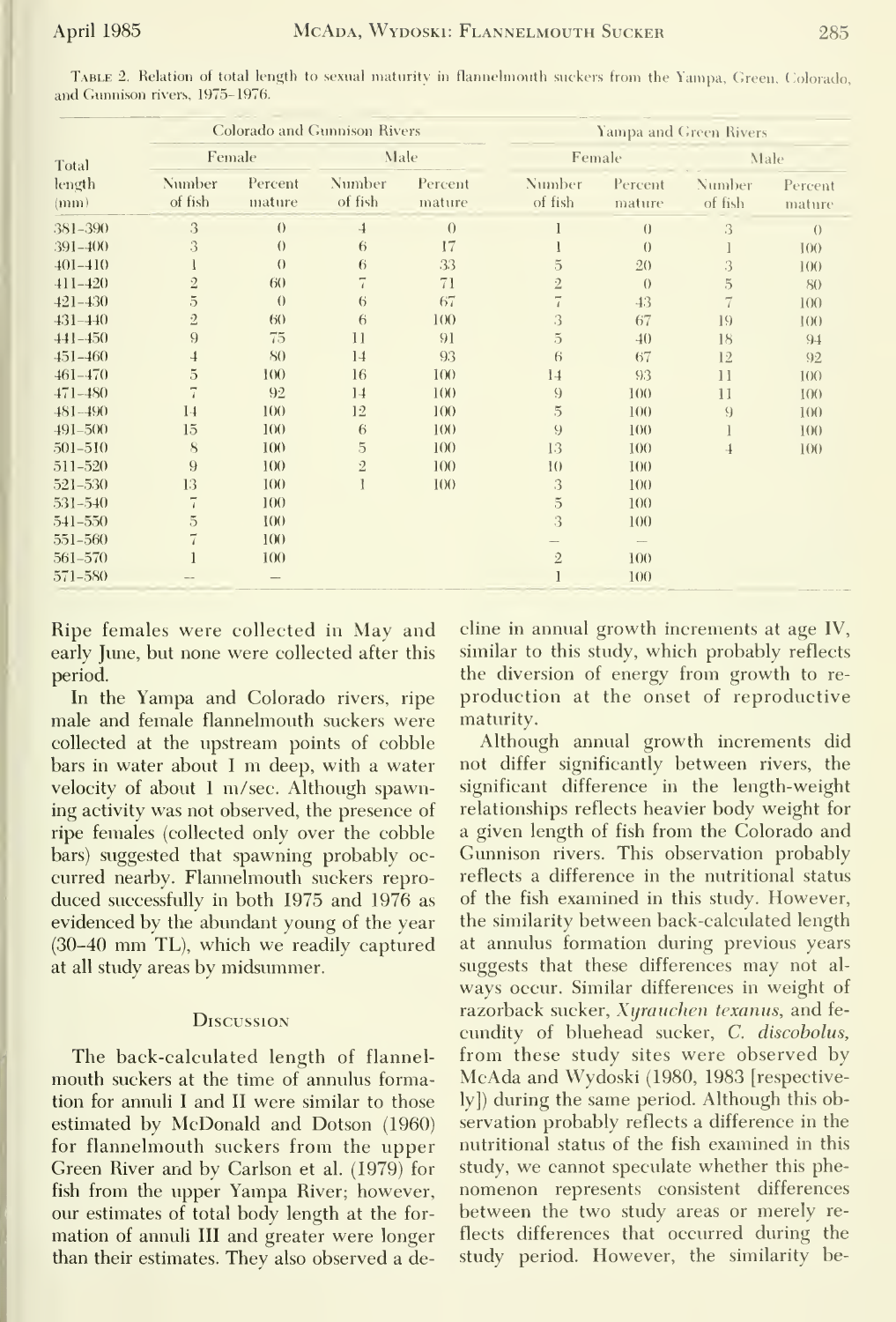TABLE 2. Relation of total length to sexual maturity in flannelmouth suckers from the Yampa, Green, Colorado, and Gunnison rivers, 1975–1976.

| Total length (mm) | Colorado and Gunnison Rivers | | | | Yampa and Green Rivers | | | |
|---|---|---|---|---|---|---|---|---|
| | Female | | Male | | Female | | Male | |
| | Number of fish | Percent mature | Number of fish | Percent mature | Number of fish | Percent mature | Number of fish | Percent mature |
| 381–390 | 3 | 0 | 4 | 0 | 1 | 0 | 3 | 0 |
| 391–400 | 3 | 0 | 6 | 17 | 1 | 0 | 1 | 100 |
| 401–410 | 1 | 0 | 6 | 33 | 5 | 20 | 3 | 100 |
| 411–420 | 2 | 60 | 7 | 71 | 2 | 0 | 5 | 80 |
| 421–430 | 5 | 0 | 6 | 67 | 7 | 43 | 7 | 100 |
| 431–440 | 2 | 60 | 6 | 100 | 3 | 67 | 19 | 100 |
| 441–450 | 9 | 75 | 11 | 91 | 5 | 40 | 18 | 94 |
| 451–460 | 4 | 80 | 14 | 93 | 6 | 67 | 12 | 92 |
| 461–470 | 5 | 100 | 16 | 100 | 14 | 93 | 11 | 100 |
| 471–480 | 7 | 92 | 14 | 100 | 9 | 100 | 11 | 100 |
| 481–490 | 14 | 100 | 12 | 100 | 5 | 100 | 9 | 100 |
| 491–500 | 15 | 100 | 6 | 100 | 9 | 100 | 1 | 100 |
| 501–510 | 8 | 100 | 5 | 100 | 13 | 100 | 4 | 100 |
| 511–520 | 9 | 100 | 2 | 100 | 10 | 100 | | |
| 521–530 | 13 | 100 | 1 | 100 | 3 | 100 | | |
| 531–540 | 7 | 100 | | | 5 | 100 | | |
| 541–550 | 5 | 100 | | | 3 | 100 | | |
| 551–560 | 7 | 100 | | | — | — | | |
| 561–570 | 1 | 100 | | | 2 | 100 | | |
| 571–580 | — | — | | | 1 | 100 | | |

Ripe females were collected in May and early June, but none were collected after this period.

In the Yampa and Colorado rivers, ripe male and female flannelmouth suckers were collected at the upstream points of cobble bars in water about 1 m deep, with a water velocity of about 1 m/sec. Although spawning activity was not observed, the presence of ripe females (collected only over the cobble bars) suggested that spawning probably occurred nearby. Flannelmouth suckers reproduced successfully in both 1975 and 1976 as evidenced by the abundant young of the year (30–40 mm TL), which we readily captured at all study areas by midsummer.

## Discussion

The back-calculated length of flannelmouth suckers at the time of annulus formation for annuli I and II were similar to those estimated by McDonald and Dotson (1960) for flannelmouth suckers from the upper Green River and by Carlson et al. (1979) for fish from the upper Yampa River; however, our estimates of total body length at the formation of annuli III and greater were longer than their estimates. They also observed a decline in annual growth increments at age IV, similar to this study, which probably reflects the diversion of energy from growth to reproduction at the onset of reproductive maturity.

Although annual growth increments did not differ significantly between rivers, the significant difference in the length-weight relationships reflects heavier body weight for a given length of fish from the Colorado and Gunnison rivers. This observation probably reflects a difference in the nutritional status of the fish examined in this study. However, the similarity between back-calculated length at annulus formation during previous years suggests that these differences may not always occur. Similar differences in weight of razorback sucker, *Xyrauchen texanus*, and fecundity of bluehead sucker, *C. discobolus*, from these study sites were observed by McAda and Wydoski (1980, 1983 [respectively]) during the same period. Although this observation probably reflects a difference in the nutritional status of the fish examined in this study, we cannot speculate whether this phenomenon represents consistent differences between the two study areas or merely reflects differences that occurred during the study period. However, the similarity be-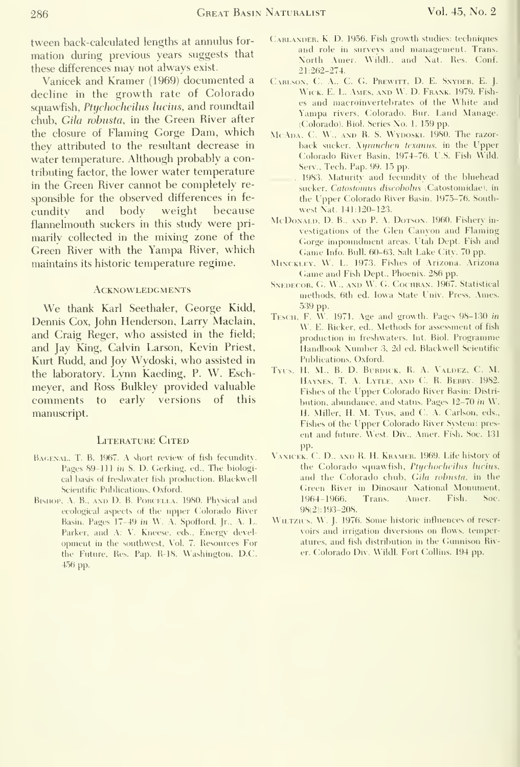tween back-calculated lengths at annulus formation during previous years suggests that these differences may not always exist.

Vanicek and Kramer (1969) documented a decline in the growth rate of Colorado squawfish, *Ptychocheilus lucius*, and roundtail chub, *Gila robusta*, in the Green River after the closure of Flaming Gorge Dam, which they attributed to the resultant decrease in water temperature. Although probably a contributing factor, the lower water temperature in the Green River cannot be completely responsible for the observed differences in fecundity and body weight because flannelmouth suckers in this study were primarily collected in the mixing zone of the Green River with the Yampa River, which maintains its historic temperature regime.

## Acknowledgments

We thank Karl Seethaler, George Kidd, Dennis Cox, John Henderson, Larry Maclain, and Craig Reger, who assisted in the field; and Jay King, Calvin Larson, Kevin Priest, Kurt Rudd, and Joy Wydoski, who assisted in the laboratory. Lynn Kaeding, P. W. Eschmeyer, and Ross Bulkley provided valuable comments to early versions of this manuscript.

## Literature Cited

Bagenal, T. B. 1967. A short review of fish fecundity. Pages 89–111 *in* S. D. Gerking, ed., The biological basis of freshwater fish production. Blackwell Scientific Publications, Oxford.

Bishop, A. B., and D. B. Porcella. 1980. Physical and ecological aspects of the upper Colorado River Basin. Pages 17–49 *in* W. A. Spofford, Jr., A. L. Parker, and A. V. Kneese, eds., Energy development in the southwest, Vol. 7. Resources For the Future, Res. Pap. R-18. Washington, D.C. 456 pp.

Carlander, K. D. 1956. Fish growth studies: techniques and role in surveys and management. Trans. North Amer. Wildl., and Nat. Res. Conf. 21:262–274.

Carlson, C. A., C. G. Prewitt, D. E. Snyder, E. J. Wick, E. L. Ames, and W. D. Frank. 1979. Fishes and macroinvertebrates of the White and Yampa rivers, Colorado. Bur. Land Manage. (Colorado). Biol. Series No. 1. 159 pp.

McAda, C. W., and R. S. Wydoski. 1980. The razorback sucker, *Xyrauchen texanus*, in the Upper Colorado River Basin, 1974–76. U.S. Fish Wild. Serv., Tech. Pap. 99. 15 pp.

———. 1983. Maturity and fecundity of the bluehead sucker, *Catostomus discobolus* (Catostomidae), in the Upper Colorado River Basin, 1975–76. Southwest Nat. 141:120–123.

McDonald, D. B., and P. A. Dotson. 1960. Fishery investigations of the Glen Canyon and Flaming Gorge impoundment areas. Utah Dept. Fish and Game Info. Bull. 60-63, Salt Lake City. 70 pp.

Minckley, W. L. 1973. Fishes of Arizona. Arizona Game and Fish Dept., Phoenix. 286 pp.

Snedecor, G. W., and W. G. Cochran. 1967. Statistical methods, 6th ed. Iowa State Univ. Press, Ames. 539 pp.

Tesch, F. W. 1971. Age and growth. Pages 98–130 *in* W. E. Ricker, ed., Methods for assessment of fish production in freshwaters. Int. Biol. Programme Handbook Number 3, 2d ed. Blackwell Scientific Publications, Oxford.

Tyus, H. M., B. D. Burdick, R. A. Valdez, C. M. Haynes, T. A. Lytle, and C. R. Berry. 1982. Fishes of the Upper Colorado River Basin: Distribution, abundance, and status. Pages 12–70 *in* W. H. Miller, H. M. Tyus, and C. A. Carlson, eds., Fishes of the Upper Colorado River System: present and future. West. Div., Amer. Fish. Soc. 131 pp.

Vanicek, C. D., and R. H. Kramer. 1969. Life history of the Colorado squawfish, *Ptychocheilus lucius*, and the Colorado chub, *Gila robusta*, in the Green River in Dinosaur National Monument, 1964–1966. Trans. Amer. Fish. Soc. 98(2):193–208.

Wiltzius, W. J. 1976. Some historic influences of reservoirs and irrigation diversions on flows, temperatures, and fish distribution in the Gunnison River. Colorado Div. Wildl. Fort Collins. 194 pp.